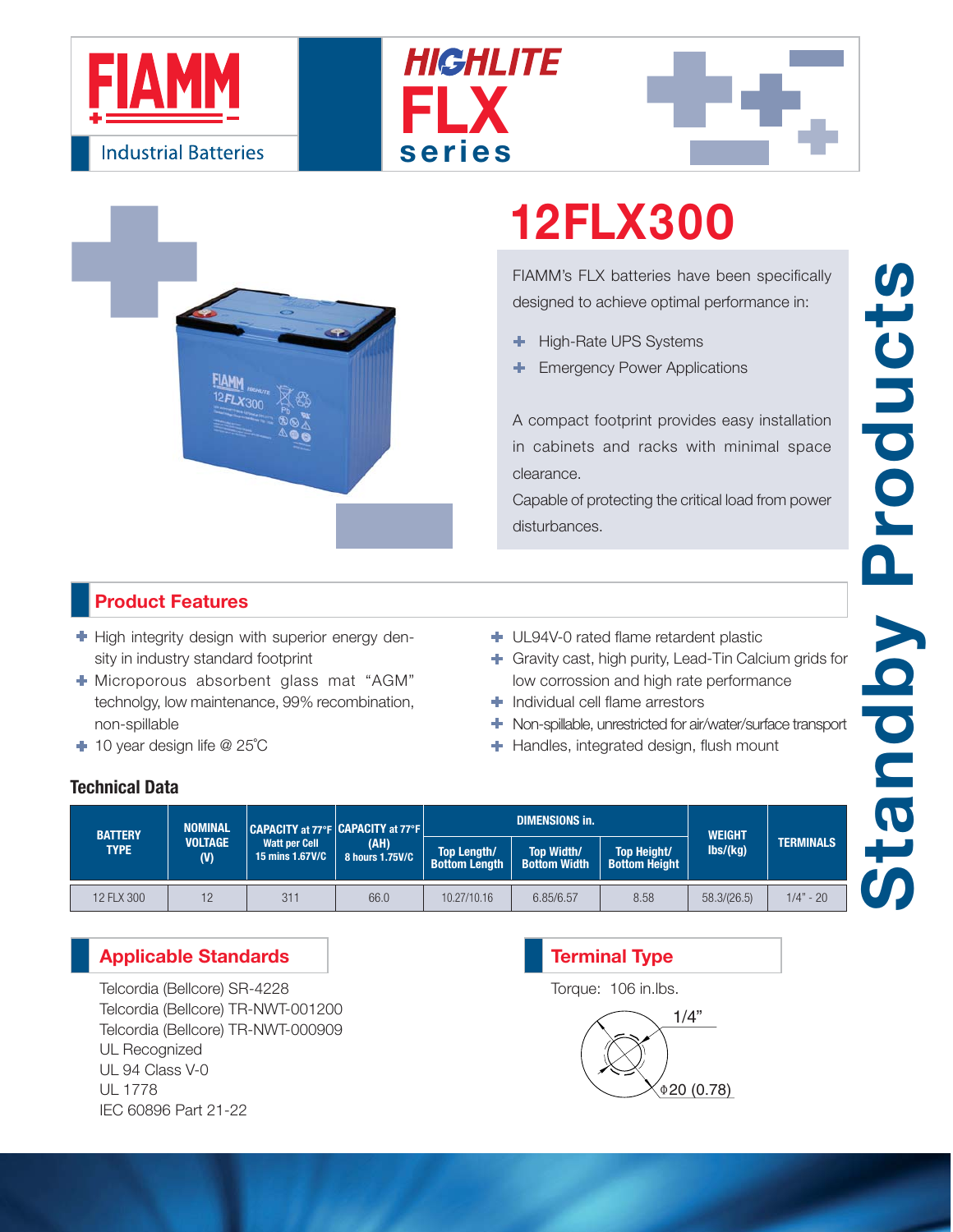FIAMM

Industrial Batteries

HIGHLITE FLX series

# 12FLX300

FIAMM's FLX batteries have been specifically designed to achieve optimal performance in:

- High-Rate UPS Systems
- Emergency Power Applications

A compact footprint provides easy installation in cabinets and racks with minimal space clearance.

Capable of protecting the critical load from power disturbances.

Standby Products

## Product Features

- High integrity design with superior energy density in industry standard footprint
- Microporous absorbent glass mat "AGM" technolgy, low maintenance, 99% recombination, non-spillable
- 10 year design life @ 25˚C
- UL94V-0 rated flame retardent plastic
- Gravity cast, high purity, Lead-Tin Calcium grids for low corrossion and high rate performance
- Individual cell flame arrestors
- Non-spillable, unrestricted for air/water/surface transport
- Handles, integrated design, flush mount

### Technical Data

| BATTERY TYPE | NOMINAL VOLTAGE (V) | CAPACITY at 77°F Watt per Cell 15 mins 1.67V/C | CAPACITY at 77°F (AH) 8 hours 1.75V/C | DIMENSIONS in. | | | WEIGHT lbs/(kg) | TERMINALS |
|---|---|---|---|---|---|---|---|---|
| | | | | Top Length/ Bottom Length | Top Width/ Bottom Width | Top Height/ Bottom Height | | |
| 12 FLX 300 | 12 | 311 | 66.0 | 10.27/10.16 | 6.85/6.57 | 8.58 | 58.3/(26.5) | 1/4" - 20 |

## Applicable Standards

Telcordia (Bellcore) SR-4228
Telcordia (Bellcore) TR-NWT-001200
Telcordia (Bellcore) TR-NWT-000909
UL Recognized
UL 94 Class V-0
UL 1778
IEC 60896 Part 21-22

## Terminal Type

Torque: 106 in.lbs.

1/4"

ϕ20 (0.78)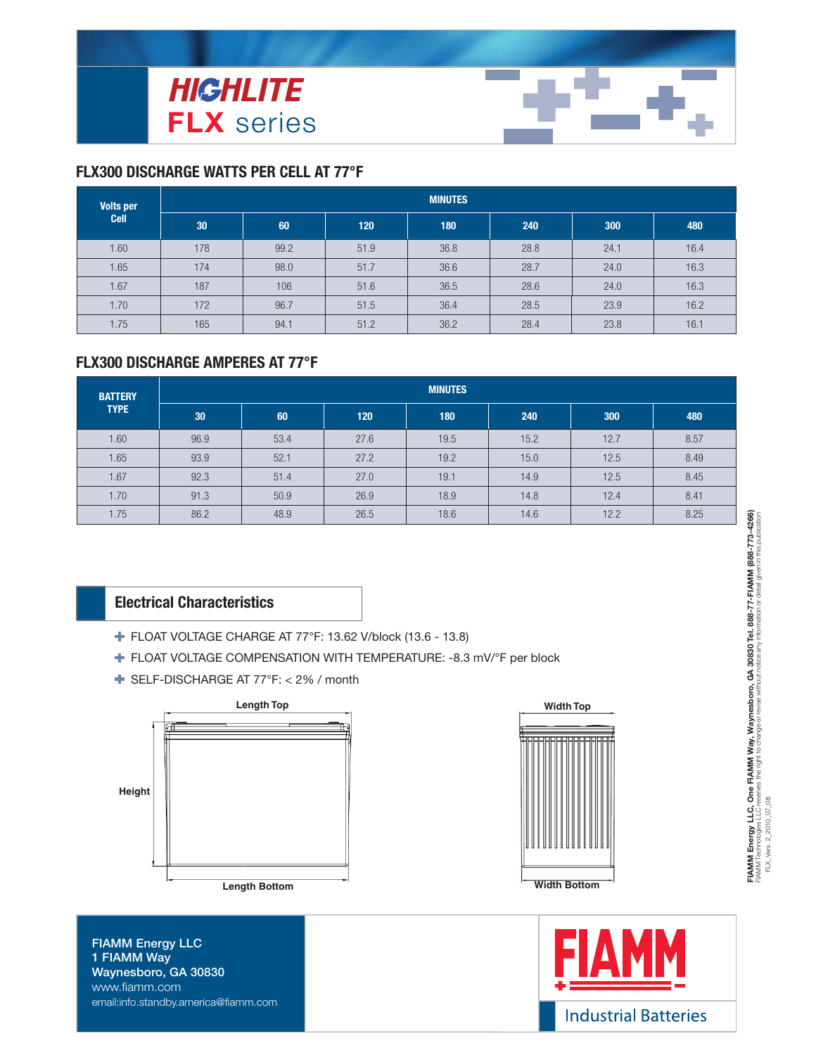# HIGHLITE FLX series

## FLX300 DISCHARGE WATTS PER CELL AT 77°F

| Volts per Cell | MINUTES | | | | | | |
|---|---|---|---|---|---|---|---|
| | 30 | 60 | 120 | 180 | 240 | 300 | 480 |
| 1.60 | 178 | 99.2 | 51.9 | 36.8 | 28.8 | 24.1 | 16.4 |
| 1.65 | 174 | 98.0 | 51.7 | 36.6 | 28.7 | 24.0 | 16.3 |
| 1.67 | 187 | 106 | 51.6 | 36.5 | 28.6 | 24.0 | 16.3 |
| 1.70 | 172 | 96.7 | 51.5 | 36.4 | 28.5 | 23.9 | 16.2 |
| 1.75 | 165 | 94.1 | 51.2 | 36.2 | 28.4 | 23.8 | 16.1 |

## FLX300 DISCHARGE AMPERES AT 77°F

| BATTERY TYPE | MINUTES | | | | | | |
|---|---|---|---|---|---|---|---|
| | 30 | 60 | 120 | 180 | 240 | 300 | 480 |
| 1.60 | 96.9 | 53.4 | 27.6 | 19.5 | 15.2 | 12.7 | 8.57 |
| 1.65 | 93.9 | 52.1 | 27.2 | 19.2 | 15.0 | 12.5 | 8.49 |
| 1.67 | 92.3 | 51.4 | 27.0 | 19.1 | 14.9 | 12.5 | 8.45 |
| 1.70 | 91.3 | 50.9 | 26.9 | 18.9 | 14.8 | 12.4 | 8.41 |
| 1.75 | 86.2 | 48.9 | 26.5 | 18.6 | 14.6 | 12.2 | 8.25 |

## Electrical Characteristics

- FLOAT VOLTAGE CHARGE AT 77°F: 13.62 V/block (13.6 - 13.8)
- FLOAT VOLTAGE COMPENSATION WITH TEMPERATURE: -8.3 mV/°F per block
- SELF-DISCHARGE AT 77°F: < 2% / month

Length Top

Height

Length Bottom

Width Top

Width Bottom

**FIAMM Energy LLC, One FIAMM Way, Waynesboro, GA 30830 Tel. 888-77-FIAMM (888-773-4266)**
FIAMM Technologies LLC reserves the right to change or revise without notice any information or detail given in this publication
FLX_Vers. 2_2010_07_08

FIAMM Energy LLC
1 FIAMM Way
Waynesboro, GA 30830
www.fiamm.com
email:info.standby.america@fiamm.com

FIAMM
Industrial Batteries